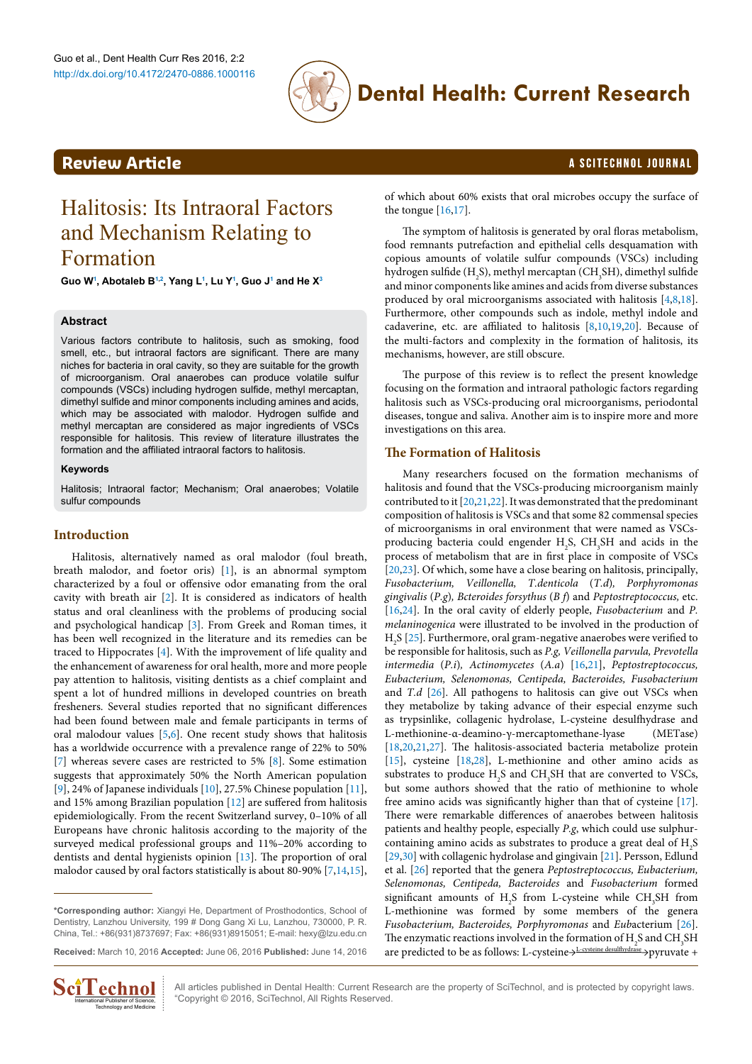# Halitosis: Its Intraoral Factors and Mechanism Relating to Formation

**Guo W[1], Abotaleb B[1,2], Yang L[1], Lu Y[1], Guo J[1] and He X[3]**

## Review Article

### Abstract

Various factors contribute to halitosis, such as smoking, food smell, etc., but intraoral factors are significant. There are many niches for bacteria in oral cavity, so they are suitable for the growth of microorganism. Oral anaerobes can produce volatile sulfur compounds (VSCs) including hydrogen sulfide, methyl mercaptan, dimethyl sulfide and minor components including amines and acids, which may be associated with malodor. Hydrogen sulfide and methyl mercaptan are considered as major ingredients of VSCs responsible for halitosis. This review of literature illustrates the formation and the affiliated intraoral factors to halitosis.

### Keywords

Halitosis; Intraoral factor; Mechanism; Oral anaerobes; Volatile sulfur compounds

## Introduction

Halitosis, alternatively named as oral malodor (foul breath, breath malodor, and foetor oris) [1], is an abnormal symptom characterized by a foul or offensive odor emanating from the oral cavity with breath air [2]. It is considered as indicators of health status and oral cleanliness with the problems of producing social and psychological handicap [3]. From Greek and Roman times, it has been well recognized in the literature and its remedies can be traced to Hippocrates [4]. With the improvement of life quality and the enhancement of awareness for oral health, more and more people pay attention to halitosis, visiting dentists as a chief complaint and spent a lot of hundred millions in developed countries on breath fresheners. Several studies reported that no significant differences had been found between male and female participants in terms of oral malodour values [5,6]. One recent study shows that halitosis has a worldwide occurrence with a prevalence range of 22% to 50% [7] whereas severe cases are restricted to 5% [8]. Some estimation suggests that approximately 50% the North American population [9], 24% of Japanese individuals [10], 27.5% Chinese population [11], and 15% among Brazilian population [12] are suffered from halitosis epidemiologically. From the recent Switzerland survey, 0–10% of all Europeans have chronic halitosis according to the majority of the surveyed medical professional groups and 11%–20% according to dentists and dental hygienists opinion [13]. The proportion of oral malodor caused by oral factors statistically is about 80-90% [7,14,15], of which about 60% exists that oral microbes occupy the surface of the tongue [16,17].

The symptom of halitosis is generated by oral floras metabolism, food remnants putrefaction and epithelial cells desquamation with copious amounts of volatile sulfur compounds (VSCs) including hydrogen sulfide ($H_2S$), methyl mercaptan ($CH_3SH$), dimethyl sulfide and minor components like amines and acids from diverse substances produced by oral microorganisms associated with halitosis [4,8,18]. Furthermore, other compounds such as indole, methyl indole and cadaverine, etc. are affiliated to halitosis [8,10,19,20]. Because of the multi-factors and complexity in the formation of halitosis, its mechanisms, however, are still obscure.

The purpose of this review is to reflect the present knowledge focusing on the formation and intraoral pathologic factors regarding halitosis such as VSCs-producing oral microorganisms, periodontal diseases, tongue and saliva. Another aim is to inspire more and more investigations on this area.

## The Formation of Halitosis

Many researchers focused on the formation mechanisms of halitosis and found that the VSCs-producing microorganism mainly contributed to it [20,21,22]. It was demonstrated that the predominant composition of halitosis is VSCs and that some 82 commensal species of microorganisms in oral environment that were named as VSCs-producing bacteria could engender $H_2S$, $CH_3SH$ and acids in the process of metabolism that are in first place in composite of VSCs [20,23]. Of which, some have a close bearing on halitosis, principally, *Fusobacterium, Veillonella, T.denticola* (*T.d*), *Porphyromonas gingivalis* (*P.g*)*, Bcteroides forsythus* (*B f*) and *Peptostreptococcus,* etc. [16,24]. In the oral cavity of elderly people, *Fusobacterium* and *P. melaninogenica* were illustrated to be involved in the production of $H_2S$ [25]. Furthermore, oral gram-negative anaerobes were verified to be responsible for halitosis, such as *P.g, Veillonella parvula, Prevotella intermedia* (*P.i*)*, Actinomycetes* (*A.a*) [16,21], *Peptostreptococcus, Eubacterium, Selenomonas, Centipeda, Bacteroides, Fusobacterium* and *T.d* [26]. All pathogens to halitosis can give out VSCs when they metabolize by taking advance of their especial enzyme such as trypsinlike, collagenic hydrolase, L-cysteine desulfhydrase and L-methionine-α-deamino-γ-mercaptomethane-lyase (METase) [18,20,21,27]. The halitosis-associated bacteria metabolize protein [15], cysteine [18,28], L-methionine and other amino acids as substrates to produce $H_2S$ and $CH_3SH$ that are converted to VSCs, but some authors showed that the ratio of methionine to whole free amino acids was significantly higher than that of cysteine [17]. There were remarkable differences of anaerobes between halitosis patients and healthy people, especially *P.g*, which could use sulphur-containing amino acids as substrates to produce a great deal of $H_2S$ [29,30] with collagenic hydrolase and gingivain [21]. Persson, Edlund et al. [26] reported that the genera *Peptostreptococcus, Eubacterium, Selenomonas, Centipeda, Bacteroides* and *Fusobacterium* formed significant amounts of $H_2S$ from L-cysteine while $CH_3SH$ from L-methionine was formed by some members of the genera *Fusobacterium, Bacteroides, Porphyromonas* and *Eubacterium* [26]. The enzymatic reactions involved in the formation of $H_2S$ and $CH_3SH$ are predicted to be as follows: L-cysteine $\xrightarrow{\text{L-cysteine desulfhydrase}}$ pyruvate +

---

*Corresponding author: Xiangyi He, Department of Prosthodontics, School of Dentistry, Lanzhou University, 199 # Dong Gang Xi Lu, Lanzhou, 730000, P. R. China, Tel.: +86(931)8737697; Fax: +86(931)8915051; E-mail: hexy@lzu.edu.cn

**Received:** March 10, 2016 **Accepted:** June 06, 2016 **Published:** June 14, 2016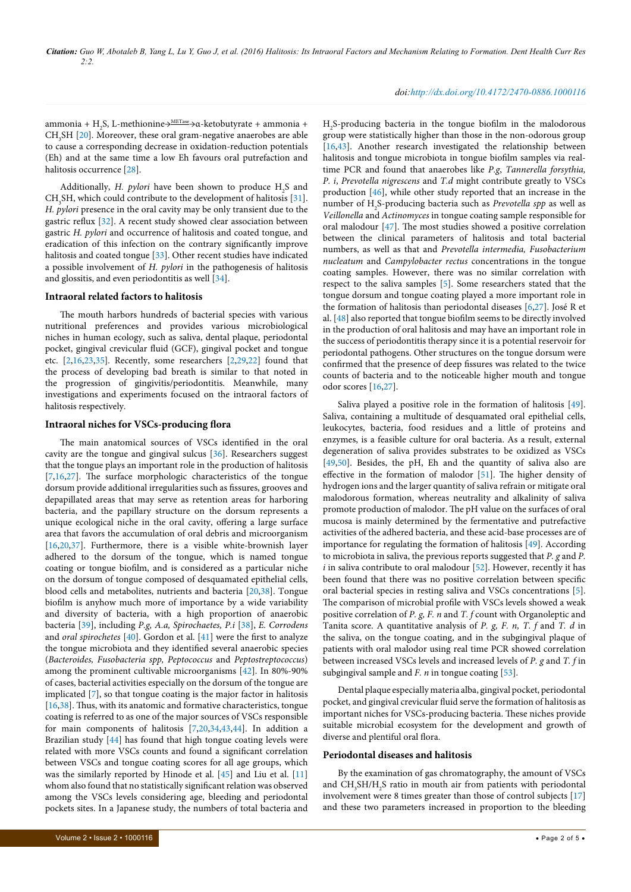ammonia + $H_2S$, L-methionine $\xrightarrow{METase}$ α-ketobutyrate + ammonia + $CH_3SH$ [20]. Moreover, these oral gram-negative anaerobes are able to cause a corresponding decrease in oxidation-reduction potentials (Eh) and at the same time a low Eh favours oral putrefaction and halitosis occurrence [28].

Additionally, *H. pylori* have been shown to produce $H_2S$ and $CH_3SH$, which could contribute to the development of halitosis [31]. *H. pylori* presence in the oral cavity may be only transient due to the gastric reflux [32]. A recent study showed clear association between gastric *H. pylori* and occurrence of halitosis and coated tongue, and eradication of this infection on the contrary significantly improve halitosis and coated tongue [33]. Other recent studies have indicated a possible involvement of *H. pylori* in the pathogenesis of halitosis and glossitis, and even periodontitis as well [34].

### Intraoral related factors to halitosis

The mouth harbors hundreds of bacterial species with various nutritional preferences and provides various microbiological niches in human ecology, such as saliva, dental plaque, periodontal pocket, gingival crevicular fluid (GCF), gingival pocket and tongue etc. [2,16,23,35]. Recently, some researchers [2,29,22] found that the process of developing bad breath is similar to that noted in the progression of gingivitis/periodontitis. Meanwhile, many investigations and experiments focused on the intraoral factors of halitosis respectively.

### Intraoral niches for VSCs-producing flora

The main anatomical sources of VSCs identified in the oral cavity are the tongue and gingival sulcus [36]. Researchers suggest that the tongue plays an important role in the production of halitosis [7,16,27]. The surface morphologic characteristics of the tongue dorsum provide additional irregularities such as fissures, grooves and depapillated areas that may serve as retention areas for harboring bacteria, and the papillary structure on the dorsum represents a unique ecological niche in the oral cavity, offering a large surface area that favors the accumulation of oral debris and microorganism [16,20,37]. Furthermore, there is a visible white-brownish layer adhered to the dorsum of the tongue, which is named tongue coating or tongue biofilm, and is considered as a particular niche on the dorsum of tongue composed of desquamated epithelial cells, blood cells and metabolites, nutrients and bacteria [20,38]. Tongue biofilm is anyhow much more of importance by a wide variability and diversity of bacteria, with a high proportion of anaerobic bacteria [39], including *P.g, A.a, Spirochaetes, P.i* [38], *E. Corrodens* and *oral spirochetes* [40]. Gordon et al. [41] were the first to analyze the tongue microbiota and they identified several anaerobic species (*Bacteroides, Fusobacteria spp, Peptococcus* and *Peptostreptococcus*) among the prominent cultivable microorganisms [42]. In 80%-90% of cases, bacterial activities especially on the dorsum of the tongue are implicated [7], so that tongue coating is the major factor in halitosis [16,38]. Thus, with its anatomic and formative characteristics, tongue coating is referred to as one of the major sources of VSCs responsible for main components of halitosis [7,20,34,43,44]. In addition a Brazilian study [44] has found that high tongue coating levels were related with more VSCs counts and found a significant correlation between VSCs and tongue coating scores for all age groups, which was the similarly reported by Hinode et al. [45] and Liu et al. [11] whom also found that no statistically significant relation was observed among the VSCs levels considering age, bleeding and periodontal pockets sites. In a Japanese study, the numbers of total bacteria and $H_2S$-producing bacteria in the tongue biofilm in the malodorous group were statistically higher than those in the non-odorous group [16,43]. Another research investigated the relationship between halitosis and tongue microbiota in tongue biofilm samples via real-time PCR and found that anaerobes like *P.g, Tannerella forsythia, P. i, Prevotella nigrescens* and *T.d* might contribute greatly to VSCs production [46], while other study reported that an increase in the number of $H_2S$-producing bacteria such as *Prevotella spp* as well as *Veillonella* and *Actinomyces* in tongue coating sample responsible for oral malodour [47]. The most studies showed a positive correlation between the clinical parameters of halitosis and total bacterial numbers, as well as that and *Prevotella intermedia, Fusobacterium nucleatum* and *Campylobacter rectus* concentrations in the tongue coating samples. However, there was no similar correlation with respect to the saliva samples [5]. Some researchers stated that the tongue dorsum and tongue coating played a more important role in the formation of halitosis than periodontal diseases [6,27]. José R et al. [48] also reported that tongue biofilm seems to be directly involved in the production of oral halitosis and may have an important role in the success of periodontitis therapy since it is a potential reservoir for periodontal pathogens. Other structures on the tongue dorsum were confirmed that the presence of deep fissures was related to the twice counts of bacteria and to the noticeable higher mouth and tongue odor scores [16,27].

Saliva played a positive role in the formation of halitosis [49]. Saliva, containing a multitude of desquamated oral epithelial cells, leukocytes, bacteria, food residues and a little of proteins and enzymes, is a feasible culture for oral bacteria. As a result, external degeneration of saliva provides substrates to be oxidized as VSCs [49,50]. Besides, the pH, Eh and the quantity of saliva also are effective in the formation of malodor [51]. The higher density of hydrogen ions and the larger quantity of saliva refrain or mitigate oral malodorous formation, whereas neutrality and alkalinity of saliva promote production of malodor. The pH value on the surfaces of oral mucosa is mainly determined by the fermentative and putrefactive activities of the adhered bacteria, and these acid-base processes are of importance for regulating the formation of halitosis [49]. According to microbiota in saliva, the previous reports suggested that *P. g* and *P. i* in saliva contribute to oral malodour [52]. However, recently it has been found that there was no positive correlation between specific oral bacterial species in resting saliva and VSCs concentrations [5]. The comparison of microbial profile with VSCs levels showed a weak positive correlation of *P. g, F. n* and *T. f* count with Organoleptic and Tanita score. A quantitative analysis of *P. g, F. n, T. f* and *T. d* in the saliva, on the tongue coating, and in the subgingival plaque of patients with oral malodor using real time PCR showed correlation between increased VSCs levels and increased levels of *P. g* and *T. f* in subgingival sample and *F. n* in tongue coating [53].

Dental plaque especially materia alba, gingival pocket, periodontal pocket, and gingival crevicular fluid serve the formation of halitosis as important niches for VSCs-producing bacteria. These niches provide suitable microbial ecosystem for the development and growth of diverse and plentiful oral flora.

### Periodontal diseases and halitosis

By the examination of gas chromatography, the amount of VSCs and $CH_3SH/H_2S$ ratio in mouth air from patients with periodontal involvement were 8 times greater than those of control subjects [17] and these two parameters increased in proportion to the bleeding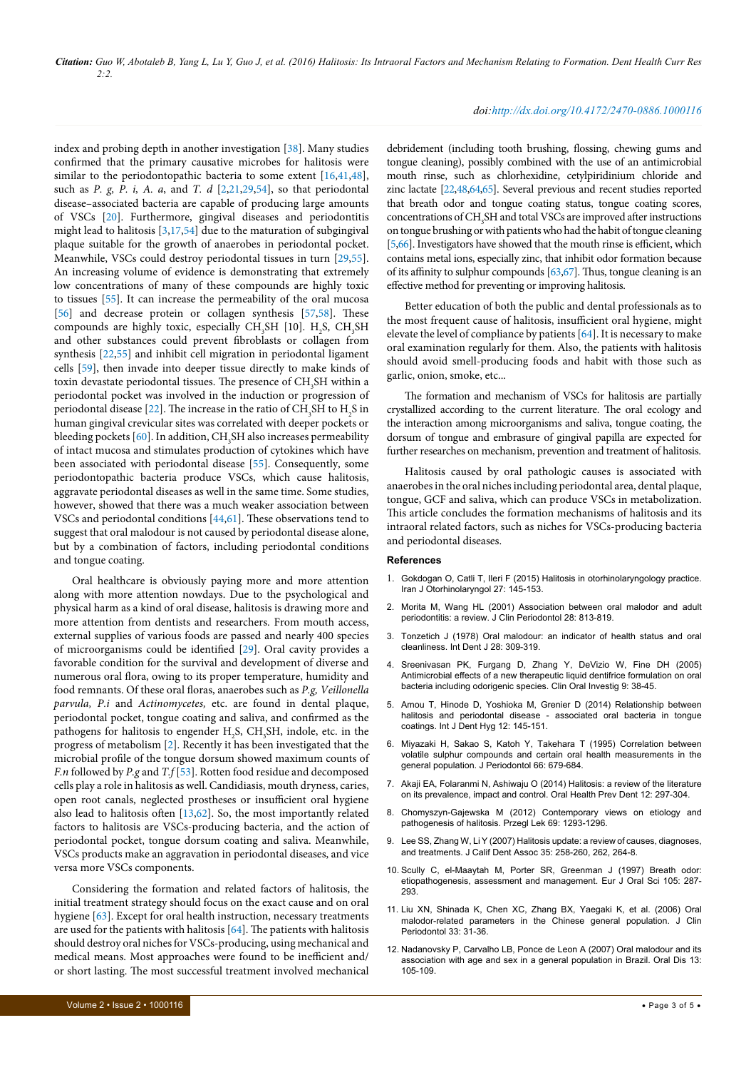index and probing depth in another investigation [38]. Many studies confirmed that the primary causative microbes for halitosis were similar to the periodontopathic bacteria to some extent [16,41,48], such as *P. g, P. i, A. a*, and *T. d* [2,21,29,54], so that periodontal disease–associated bacteria are capable of producing large amounts of VSCs [20]. Furthermore, gingival diseases and periodontitis might lead to halitosis [3,17,54] due to the maturation of subgingival plaque suitable for the growth of anaerobes in periodontal pocket. Meanwhile, VSCs could destroy periodontal tissues in turn [29,55]. An increasing volume of evidence is demonstrating that extremely low concentrations of many of these compounds are highly toxic to tissues [55]. It can increase the permeability of the oral mucosa [56] and decrease protein or collagen synthesis [57,58]. These compounds are highly toxic, especially $CH_3SH$ [10]. $H_2S$, $CH_3SH$ and other substances could prevent fibroblasts or collagen from synthesis [22,55] and inhibit cell migration in periodontal ligament cells [59], then invade into deeper tissue directly to make kinds of toxin devastate periodontal tissues. The presence of $CH_3SH$ within a periodontal pocket was involved in the induction or progression of periodontal disease [22]. The increase in the ratio of $CH_3SH$ to $H_2S$ in human gingival crevicular sites was correlated with deeper pockets or bleeding pockets [60]. In addition, $CH_3SH$ also increases permeability of intact mucosa and stimulates production of cytokines which have been associated with periodontal disease [55]. Consequently, some periodontopathic bacteria produce VSCs, which cause halitosis, aggravate periodontal diseases as well in the same time. Some studies, however, showed that there was a much weaker association between VSCs and periodontal conditions [44,61]. These observations tend to suggest that oral malodour is not caused by periodontal disease alone, but by a combination of factors, including periodontal conditions and tongue coating.

Oral healthcare is obviously paying more and more attention along with more attention nowdays. Due to the psychological and physical harm as a kind of oral disease, halitosis is drawing more and more attention from dentists and researchers. From mouth access, external supplies of various foods are passed and nearly 400 species of microorganisms could be identified [29]. Oral cavity provides a favorable condition for the survival and development of diverse and numerous oral flora, owing to its proper temperature, humidity and food remnants. Of these oral floras, anaerobes such as *P.g, Veillonella parvula, P.i* and *Actinomycetes,* etc. are found in dental plaque, periodontal pocket, tongue coating and saliva, and confirmed as the pathogens for halitosis to engender $H_2S$, $CH_3SH$, indole, etc. in the progress of metabolism [2]. Recently it has been investigated that the microbial profile of the tongue dorsum showed maximum counts of *F.n* followed by *P.g* and *T.f* [53]. Rotten food residue and decomposed cells play a role in halitosis as well. Candidiasis, mouth dryness, caries, open root canals, neglected prostheses or insufficient oral hygiene also lead to halitosis often [13,62]. So, the most importantly related factors to halitosis are VSCs-producing bacteria, and the action of periodontal pocket, tongue dorsum coating and saliva. Meanwhile, VSCs products make an aggravation in periodontal diseases, and vice versa more VSCs components.

Considering the formation and related factors of halitosis, the initial treatment strategy should focus on the exact cause and on oral hygiene [63]. Except for oral health instruction, necessary treatments are used for the patients with halitosis [64]. The patients with halitosis should destroy oral niches for VSCs-producing, using mechanical and medical means. Most approaches were found to be inefficient and/or short lasting. The most successful treatment involved mechanical debridement (including tooth brushing, flossing, chewing gums and tongue cleaning), possibly combined with the use of an antimicrobial mouth rinse, such as chlorhexidine, cetylpiridinium chloride and zinc lactate [22,48,64,65]. Several previous and recent studies reported that breath odor and tongue coating status, tongue coating scores, concentrations of $CH_3SH$ and total VSCs are improved after instructions on tongue brushing or with patients who had the habit of tongue cleaning [5,66]. Investigators have showed that the mouth rinse is efficient, which contains metal ions, especially zinc, that inhibit odor formation because of its affinity to sulphur compounds [63,67]. Thus, tongue cleaning is an effective method for preventing or improving halitosis.

Better education of both the public and dental professionals as to the most frequent cause of halitosis, insufficient oral hygiene, might elevate the level of compliance by patients [64]. It is necessary to make oral examination regularly for them. Also, the patients with halitosis should avoid smell-producing foods and habit with those such as garlic, onion, smoke, etc...

The formation and mechanism of VSCs for halitosis are partially crystallized according to the current literature. The oral ecology and the interaction among microorganisms and saliva, tongue coating, the dorsum of tongue and embrasure of gingival papilla are expected for further researches on mechanism, prevention and treatment of halitosis.

Halitosis caused by oral pathologic causes is associated with anaerobes in the oral niches including periodontal area, dental plaque, tongue, GCF and saliva, which can produce VSCs in metabolization. This article concludes the formation mechanisms of halitosis and its intraoral related factors, such as niches for VSCs-producing bacteria and periodontal diseases.

## References

1. Gokdogan O, Catli T, Ileri F (2015) Halitosis in otorhinolaryngology practice. Iran J Otorhinolaryngol 27: 145-153.
2. Morita M, Wang HL (2001) Association between oral malodor and adult periodontitis: a review. J Clin Periodontol 28: 813-819.
3. Tonzetich J (1978) Oral malodour: an indicator of health status and oral cleanliness. Int Dent J 28: 309-319.
4. Sreenivasan PK, Furgang D, Zhang Y, DeVizio W, Fine DH (2005) Antimicrobial effects of a new therapeutic liquid dentifrice formulation on oral bacteria including odorigenic species. Clin Oral Investig 9: 38-45.
5. Amou T, Hinode D, Yoshioka M, Grenier D (2014) Relationship between halitosis and periodontal disease - associated oral bacteria in tongue coatings. Int J Dent Hyg 12: 145-151.
6. Miyazaki H, Sakao S, Katoh Y, Takehara T (1995) Correlation between volatile sulphur compounds and certain oral health measurements in the general population. J Periodontol 66: 679-684.
7. Akaji EA, Folaranmi N, Ashiwaju O (2014) Halitosis: a review of the literature on its prevalence, impact and control. Oral Health Prev Dent 12: 297-304.
8. Chomyszyn-Gajewska M (2012) Contemporary views on etiology and pathogenesis of halitosis. Przegl Lek 69: 1293-1296.
9. Lee SS, Zhang W, Li Y (2007) Halitosis update: a review of causes, diagnoses, and treatments. J Calif Dent Assoc 35: 258-260, 262, 264-8.
10. Scully C, el-Maaytah M, Porter SR, Greenman J (1997) Breath odor: etiopathogenesis, assessment and management. Eur J Oral Sci 105: 287-293.
11. Liu XN, Shinada K, Chen XC, Zhang BX, Yaegaki K, et al. (2006) Oral malodor-related parameters in the Chinese general population. J Clin Periodontol 33: 31-36.
12. Nadanovsky P, Carvalho LB, Ponce de Leon A (2007) Oral malodour and its association with age and sex in a general population in Brazil. Oral Dis 13: 105-109.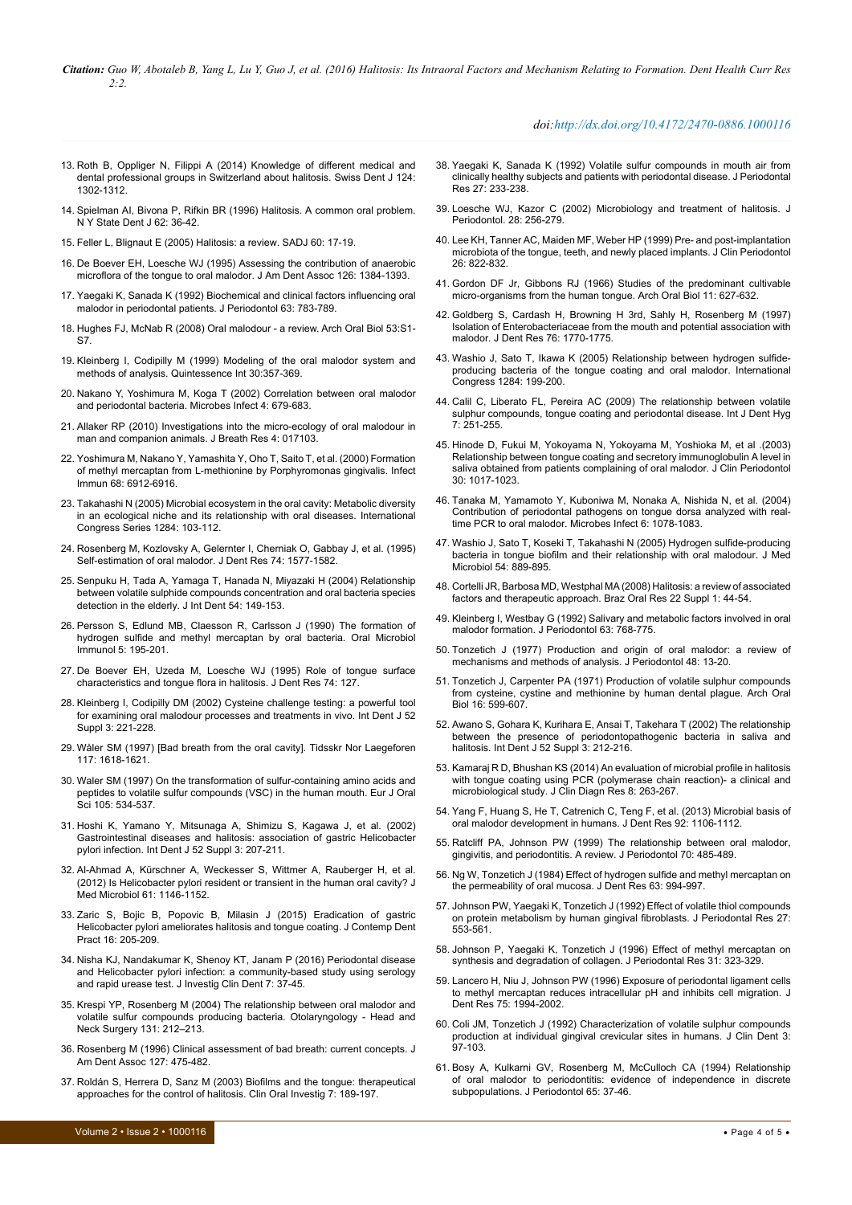13. Roth B, Oppliger N, Filippi A (2014) Knowledge of different medical and dental professional groups in Switzerland about halitosis. Swiss Dent J 124: 1302-1312.

14. Spielman AI, Bivona P, Rifkin BR (1996) Halitosis. A common oral problem. N Y State Dent J 62: 36-42.

15. Feller L, Blignaut E (2005) Halitosis: a review. SADJ 60: 17-19.

16. De Boever EH, Loesche WJ (1995) Assessing the contribution of anaerobic microflora of the tongue to oral malodor. J Am Dent Assoc 126: 1384-1393.

17. Yaegaki K, Sanada K (1992) Biochemical and clinical factors influencing oral malodor in periodontal patients. J Periodontol 63: 783-789.

18. Hughes FJ, McNab R (2008) Oral malodour - a review. Arch Oral Biol 53:S1-S7.

19. Kleinberg I, Codipilly M (1999) Modeling of the oral malodor system and methods of analysis. Quintessence Int 30:357-369.

20. Nakano Y, Yoshimura M, Koga T (2002) Correlation between oral malodor and periodontal bacteria. Microbes Infect 4: 679-683.

21. Allaker RP (2010) Investigations into the micro-ecology of oral malodour in man and companion animals. J Breath Res 4: 017103.

22. Yoshimura M, Nakano Y, Yamashita Y, Oho T, Saito T, et al. (2000) Formation of methyl mercaptan from L-methionine by Porphyromonas gingivalis. Infect Immun 68: 6912-6916.

23. Takahashi N (2005) Microbial ecosystem in the oral cavity: Metabolic diversity in an ecological niche and its relationship with oral diseases. International Congress Series 1284: 103-112.

24. Rosenberg M, Kozlovsky A, Gelernter I, Cherniak O, Gabbay J, et al. (1995) Self-estimation of oral malodor. J Dent Res 74: 1577-1582.

25. Senpuku H, Tada A, Yamaga T, Hanada N, Miyazaki H (2004) Relationship between volatile sulphide compounds concentration and oral bacteria species detection in the elderly. J Int Dent 54: 149-153.

26. Persson S, Edlund MB, Claesson R, Carlsson J (1990) The formation of hydrogen sulfide and methyl mercaptan by oral bacteria. Oral Microbiol Immunol 5: 195-201.

27. De Boever EH, Uzeda M, Loesche WJ (1995) Role of tongue surface characteristics and tongue flora in halitosis. J Dent Res 74: 127.

28. Kleinberg I, Codipilly DM (2002) Cysteine challenge testing: a powerful tool for examining oral malodour processes and treatments in vivo. Int Dent J 52 Suppl 3: 221-228.

29. Wåler SM (1997) [Bad breath from the oral cavity]. Tidsskr Nor Laegeforen 117: 1618-1621.

30. Waler SM (1997) On the transformation of sulfur-containing amino acids and peptides to volatile sulfur compounds (VSC) in the human mouth. Eur J Oral Sci 105: 534-537.

31. Hoshi K, Yamano Y, Mitsunaga A, Shimizu S, Kagawa J, et al. (2002) Gastrointestinal diseases and halitosis: association of gastric Helicobacter pylori infection. Int Dent J 52 Suppl 3: 207-211.

32. Al-Ahmad A, Kürschner A, Weckesser S, Wittmer A, Rauberger H, et al. (2012) Is Helicobacter pylori resident or transient in the human oral cavity? J Med Microbiol 61: 1146-1152.

33. Zaric S, Bojic B, Popovic B, Milasin J (2015) Eradication of gastric Helicobacter pylori ameliorates halitosis and tongue coating. J Contemp Dent Pract 16: 205-209.

34. Nisha KJ, Nandakumar K, Shenoy KT, Janam P (2016) Periodontal disease and Helicobacter pylori infection: a community-based study using serology and rapid urease test. J Investig Clin Dent 7: 37-45.

35. Krespi YP, Rosenberg M (2004) The relationship between oral malodor and volatile sulfur compounds producing bacteria. Otolaryngology - Head and Neck Surgery 131: 212–213.

36. Rosenberg M (1996) Clinical assessment of bad breath: current concepts. J Am Dent Assoc 127: 475-482.

37. Roldán S, Herrera D, Sanz M (2003) Biofilms and the tongue: therapeutical approaches for the control of halitosis. Clin Oral Investig 7: 189-197.

38. Yaegaki K, Sanada K (1992) Volatile sulfur compounds in mouth air from clinically healthy subjects and patients with periodontal disease. J Periodontal Res 27: 233-238.

39. Loesche WJ, Kazor C (2002) Microbiology and treatment of halitosis. J Periodontol. 28: 256-279.

40. Lee KH, Tanner AC, Maiden MF, Weber HP (1999) Pre- and post-implantation microbiota of the tongue, teeth, and newly placed implants. J Clin Periodontol 26: 822-832.

41. Gordon DF Jr, Gibbons RJ (1966) Studies of the predominant cultivable micro-organisms from the human tongue. Arch Oral Biol 11: 627-632.

42. Goldberg S, Cardash H, Browning H 3rd, Sahly H, Rosenberg M (1997) Isolation of Enterobacteriaceae from the mouth and potential association with malodor. J Dent Res 76: 1770-1775.

43. Washio J, Sato T, Ikawa K (2005) Relationship between hydrogen sulfide-producing bacteria of the tongue coating and oral malodor. International Congress 1284: 199-200.

44. Calil C, Liberato FL, Pereira AC (2009) The relationship between volatile sulphur compounds, tongue coating and periodontal disease. Int J Dent Hyg 7: 251-255.

45. Hinode D, Fukui M, Yokoyama N, Yokoyama M, Yoshioka M, et al .(2003) Relationship between tongue coating and secretory immunoglobulin A level in saliva obtained from patients complaining of oral malodor. J Clin Periodontol 30: 1017-1023.

46. Tanaka M, Yamamoto Y, Kuboniwa M, Nonaka A, Nishida N, et al. (2004) Contribution of periodontal pathogens on tongue dorsa analyzed with real-time PCR to oral malodor. Microbes Infect 6: 1078-1083.

47. Washio J, Sato T, Koseki T, Takahashi N (2005) Hydrogen sulfide-producing bacteria in tongue biofilm and their relationship with oral malodour. J Med Microbiol 54: 889-895.

48. Cortelli JR, Barbosa MD, Westphal MA (2008) Halitosis: a review of associated factors and therapeutic approach. Braz Oral Res 22 Suppl 1: 44-54.

49. Kleinberg I, Westbay G (1992) Salivary and metabolic factors involved in oral malodor formation. J Periodontol 63: 768-775.

50. Tonzetich J (1977) Production and origin of oral malodor: a review of mechanisms and methods of analysis. J Periodontol 48: 13-20.

51. Tonzetich J, Carpenter PA (1971) Production of volatile sulphur compounds from cysteine, cystine and methionine by human dental plaque. Arch Oral Biol 16: 599-607.

52. Awano S, Gohara K, Kurihara E, Ansai T, Takehara T (2002) The relationship between the presence of periodontopathogenic bacteria in saliva and halitosis. Int Dent J 52 Suppl 3: 212-216.

53. Kamaraj R D, Bhushan KS (2014) An evaluation of microbial profile in halitosis with tongue coating using PCR (polymerase chain reaction)- a clinical and microbiological study. J Clin Diagn Res 8: 263-267.

54. Yang F, Huang S, He T, Catrenich C, Teng F, et al. (2013) Microbial basis of oral malodor development in humans. J Dent Res 92: 1106-1112.

55. Ratcliff PA, Johnson PW (1999) The relationship between oral malodor, gingivitis, and periodontitis. A review. J Periodontol 70: 485-489.

56. Ng W, Tonzetich J (1984) Effect of hydrogen sulfide and methyl mercaptan on the permeability of oral mucosa. J Dent Res 63: 994-997.

57. Johnson PW, Yaegaki K, Tonzetich J (1992) Effect of volatile thiol compounds on protein metabolism by human gingival fibroblasts. J Periodontal Res 27: 553-561.

58. Johnson P, Yaegaki K, Tonzetich J (1996) Effect of methyl mercaptan on synthesis and degradation of collagen. J Periodontal Res 31: 323-329.

59. Lancero H, Niu J, Johnson PW (1996) Exposure of periodontal ligament cells to methyl mercaptan reduces intracellular pH and inhibits cell migration. J Dent Res 75: 1994-2002.

60. Coli JM, Tonzetich J (1992) Characterization of volatile sulphur compounds production at individual gingival crevicular sites in humans. J Clin Dent 3: 97-103.

61. Bosy A, Kulkarni GV, Rosenberg M, McCulloch CA (1994) Relationship of oral malodor to periodontitis: evidence of independence in discrete subpopulations. J Periodontol 65: 37-46.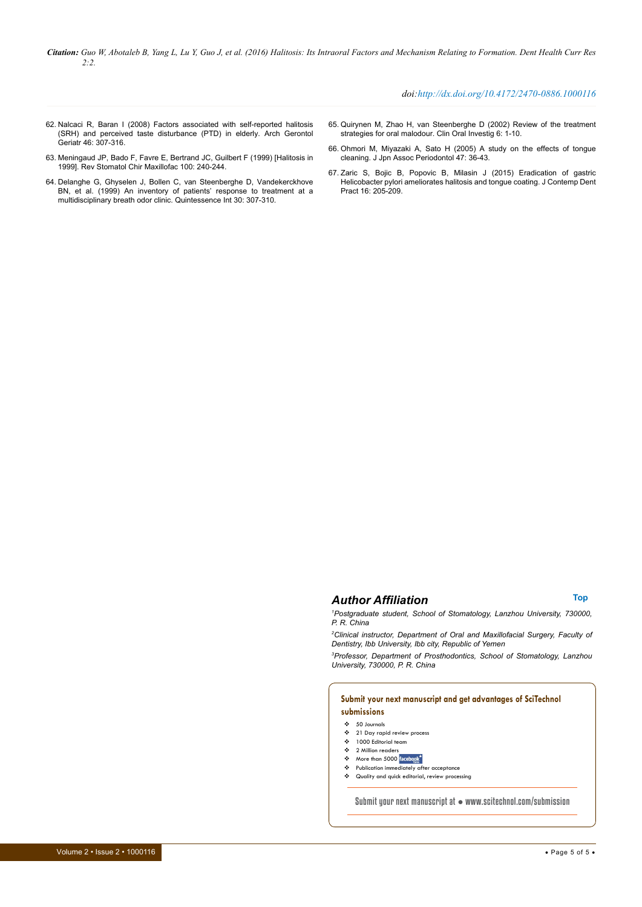62. Nalcaci R, Baran I (2008) Factors associated with self-reported halitosis (SRH) and perceived taste disturbance (PTD) in elderly. Arch Gerontol Geriatr 46: 307-316.

63. Meningaud JP, Bado F, Favre E, Bertrand JC, Guilbert F (1999) [Halitosis in 1999]. Rev Stomatol Chir Maxillofac 100: 240-244.

64. Delanghe G, Ghyselen J, Bollen C, van Steenberghe D, Vandekerckhove BN, et al. (1999) An inventory of patients' response to treatment at a multidisciplinary breath odor clinic. Quintessence Int 30: 307-310.

65. Quirynen M, Zhao H, van Steenberghe D (2002) Review of the treatment strategies for oral malodour. Clin Oral Investig 6: 1-10.

66. Ohmori M, Miyazaki A, Sato H (2005) A study on the effects of tongue cleaning. J Jpn Assoc Periodontol 47: 36-43.

67. Zaric S, Bojic B, Popovic B, Milasin J (2015) Eradication of gastric Helicobacter pylori ameliorates halitosis and tongue coating. J Contemp Dent Pract 16: 205-209.

## *Author Affiliation*

[1]*Postgraduate student, School of Stomatology, Lanzhou University, 730000, P. R. China*

[2]*Clinical instructor, Department of Oral and Maxillofacial Surgery, Faculty of Dentistry, Ibb University, Ibb city, Republic of Yemen*

[3]*Professor, Department of Prosthodontics, School of Stomatology, Lanzhou University, 730000, P. R. China*

**Submit your next manuscript and get advantages of SciTechnol submissions**

- 50 Journals
- 21 Day rapid review process
- 1000 Editorial team
- 2 Million readers
- More than 5000 facebook
- Publication immediately after acceptance
- Quality and quick editorial, review processing

Submit your next manuscript at • www.scitechnol.com/submission